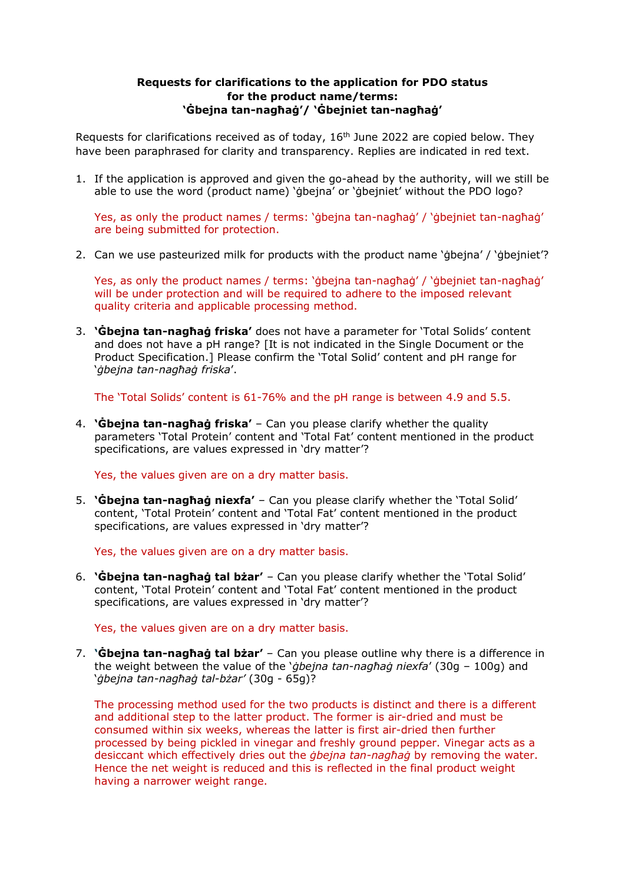**Requests for clarifications to the application for PDO status for the product name/terms: 'Ġbejna tan-nagħaġ'/ 'Ġbejniet tan-nagħaġ'**

Requests for clarifications received as of today, 16th June 2022 are copied below. They have been paraphrased for clarity and transparency. Replies are indicated in red text.

1. If the application is approved and given the go-ahead by the authority, will we still be able to use the word (product name) 'ġbejna' or 'ġbejniet' without the PDO logo?

   Yes, as only the product names / terms: 'ġbejna tan-nagħaġ' / 'ġbejniet tan-nagħaġ' are being submitted for protection.

2. Can we use pasteurized milk for products with the product name 'ġbejna' / 'ġbejniet'?

   Yes, as only the product names / terms: 'ġbejna tan-nagħaġ' / 'ġbejniet tan-nagħaġ' will be under protection and will be required to adhere to the imposed relevant quality criteria and applicable processing method.

3. **'Ġbejna tan-nagħaġ friska'** does not have a parameter for 'Total Solids' content and does not have a pH range? [It is not indicated in the Single Document or the Product Specification.] Please confirm the 'Total Solid' content and pH range for '*ġbejna tan-nagħaġ friska*'.

   The 'Total Solids' content is 61-76% and the pH range is between 4.9 and 5.5.

4. **'Ġbejna tan-nagħaġ friska'** – Can you please clarify whether the quality parameters 'Total Protein' content and 'Total Fat' content mentioned in the product specifications, are values expressed in 'dry matter'?

   Yes, the values given are on a dry matter basis.

5. **'Ġbejna tan-nagħaġ niexfa'** – Can you please clarify whether the 'Total Solid' content, 'Total Protein' content and 'Total Fat' content mentioned in the product specifications, are values expressed in 'dry matter'?

   Yes, the values given are on a dry matter basis.

6. **'Ġbejna tan-nagħaġ tal bżar'** – Can you please clarify whether the 'Total Solid' content, 'Total Protein' content and 'Total Fat' content mentioned in the product specifications, are values expressed in 'dry matter'?

   Yes, the values given are on a dry matter basis.

7. **'Ġbejna tan-nagħaġ tal bżar'** – Can you please outline why there is a difference in the weight between the value of the '*ġbejna tan-nagħaġ niexfa*' (30g – 100g) and '*ġbejna tan-nagħaġ tal-bżar'* (30g - 65g)?

   The processing method used for the two products is distinct and there is a different and additional step to the latter product. The former is air-dried and must be consumed within six weeks, whereas the latter is first air-dried then further processed by being pickled in vinegar and freshly ground pepper. Vinegar acts as a desiccant which effectively dries out the *ġbejna tan-nagħaġ* by removing the water. Hence the net weight is reduced and this is reflected in the final product weight having a narrower weight range.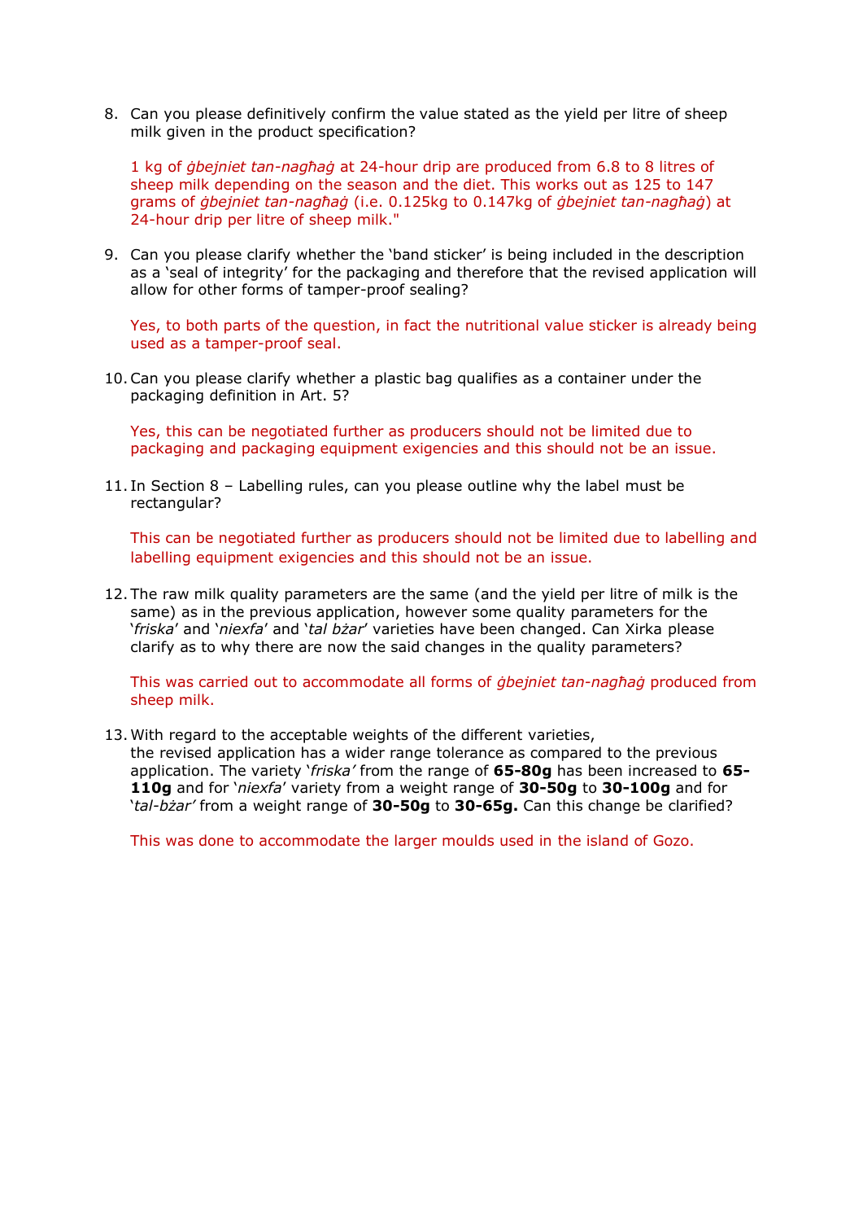8. Can you please definitively confirm the value stated as the yield per litre of sheep milk given in the product specification?

   1 kg of *ġbejniet tan-nagħaġ* at 24-hour drip are produced from 6.8 to 8 litres of sheep milk depending on the season and the diet. This works out as 125 to 147 grams of *ġbejniet tan-nagħaġ* (i.e. 0.125kg to 0.147kg of *ġbejniet tan-nagħaġ*) at 24-hour drip per litre of sheep milk."

9. Can you please clarify whether the 'band sticker' is being included in the description as a 'seal of integrity' for the packaging and therefore that the revised application will allow for other forms of tamper-proof sealing?

   Yes, to both parts of the question, in fact the nutritional value sticker is already being used as a tamper-proof seal.

10. Can you please clarify whether a plastic bag qualifies as a container under the packaging definition in Art. 5?

    Yes, this can be negotiated further as producers should not be limited due to packaging and packaging equipment exigencies and this should not be an issue.

11. In Section 8 – Labelling rules, can you please outline why the label must be rectangular?

    This can be negotiated further as producers should not be limited due to labelling and labelling equipment exigencies and this should not be an issue.

12. The raw milk quality parameters are the same (and the yield per litre of milk is the same) as in the previous application, however some quality parameters for the '*friska*' and '*niexfa*' and '*tal bżar*' varieties have been changed. Can Xirka please clarify as to why there are now the said changes in the quality parameters?

    This was carried out to accommodate all forms of *ġbejniet tan-nagħaġ* produced from sheep milk.

13. With regard to the acceptable weights of the different varieties, the revised application has a wider range tolerance as compared to the previous application. The variety '*friska'* from the range of **65-80g** has been increased to **65-110g** and for '*niexfa*' variety from a weight range of **30-50g** to **30-100g** and for '*tal-bżar'* from a weight range of **30-50g** to **30-65g.** Can this change be clarified?

    This was done to accommodate the larger moulds used in the island of Gozo.